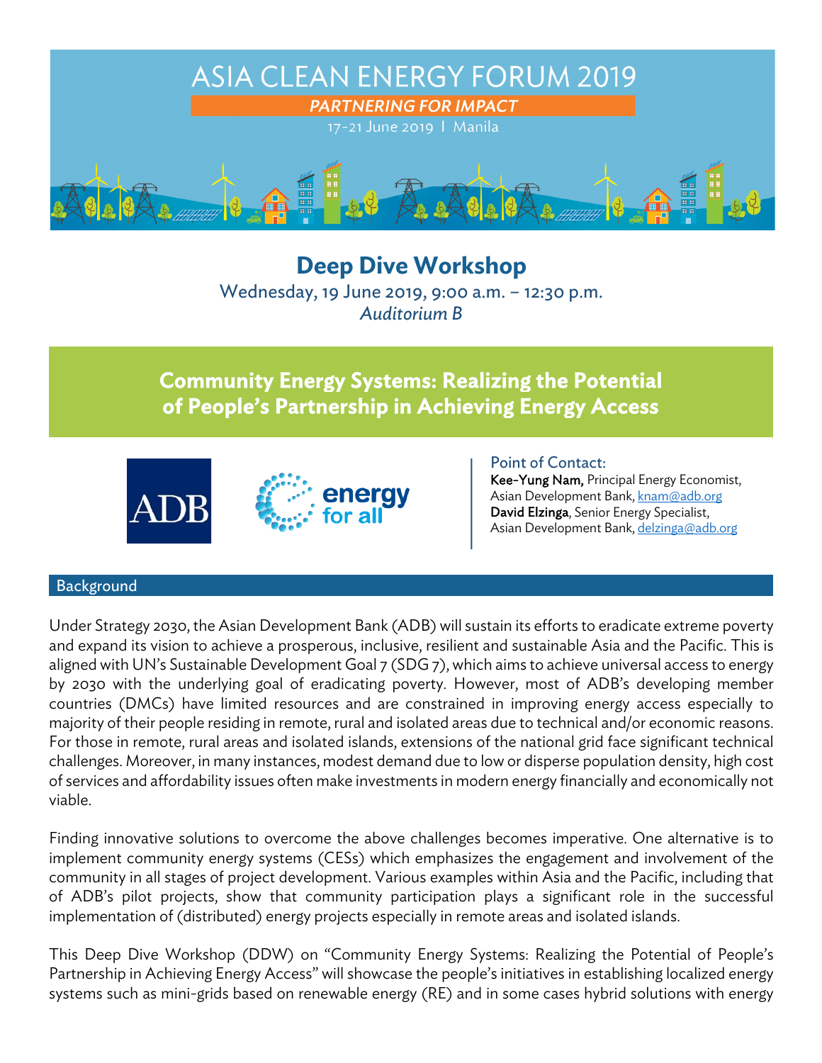# ASIA CLEAN ENERGY FORUM 2019

***PARTNERING FOR IMPACT***

17-21 June 2019 | Manila

## Deep Dive Workshop

Wednesday, 19 June 2019, 9:00 a.m. – 12:30 p.m.

*Auditorium B*

## Community Energy Systems: Realizing the Potential of People's Partnership in Achieving Energy Access

ADB

energy for all

Point of Contact:
**Kee-Yung Nam,** Principal Energy Economist, Asian Development Bank, knam@adb.org
**David Elzinga**, Senior Energy Specialist, Asian Development Bank, delzinga@adb.org

### Background

Under Strategy 2030, the Asian Development Bank (ADB) will sustain its efforts to eradicate extreme poverty and expand its vision to achieve a prosperous, inclusive, resilient and sustainable Asia and the Pacific. This is aligned with UN's Sustainable Development Goal 7 (SDG 7), which aims to achieve universal access to energy by 2030 with the underlying goal of eradicating poverty. However, most of ADB's developing member countries (DMCs) have limited resources and are constrained in improving energy access especially to majority of their people residing in remote, rural and isolated areas due to technical and/or economic reasons. For those in remote, rural areas and isolated islands, extensions of the national grid face significant technical challenges. Moreover, in many instances, modest demand due to low or disperse population density, high cost of services and affordability issues often make investments in modern energy financially and economically not viable.

Finding innovative solutions to overcome the above challenges becomes imperative. One alternative is to implement community energy systems (CESs) which emphasizes the engagement and involvement of the community in all stages of project development. Various examples within Asia and the Pacific, including that of ADB's pilot projects, show that community participation plays a significant role in the successful implementation of (distributed) energy projects especially in remote areas and isolated islands.

This Deep Dive Workshop (DDW) on "Community Energy Systems: Realizing the Potential of People's Partnership in Achieving Energy Access" will showcase the people's initiatives in establishing localized energy systems such as mini-grids based on renewable energy (RE) and in some cases hybrid solutions with energy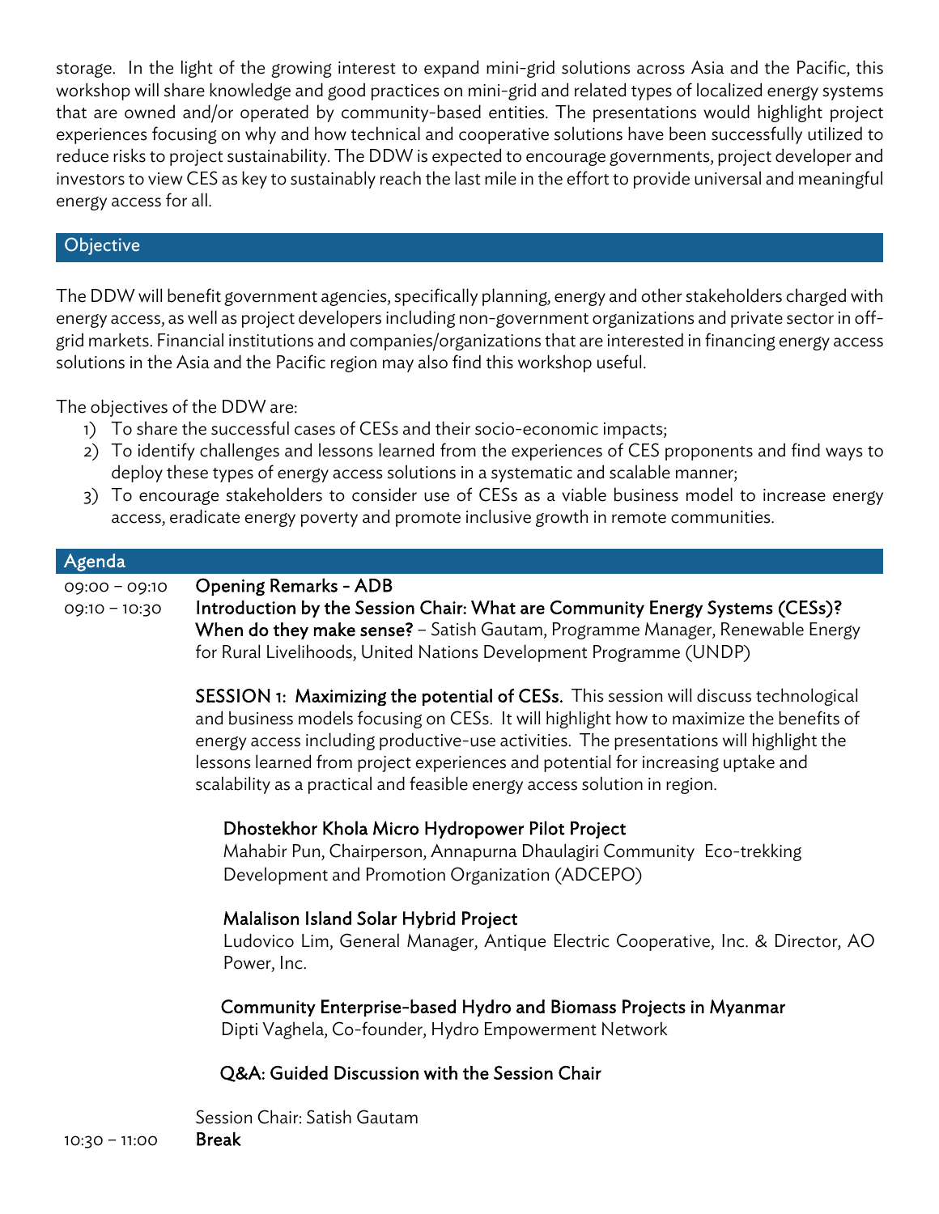storage. In the light of the growing interest to expand mini-grid solutions across Asia and the Pacific, this workshop will share knowledge and good practices on mini-grid and related types of localized energy systems that are owned and/or operated by community-based entities. The presentations would highlight project experiences focusing on why and how technical and cooperative solutions have been successfully utilized to reduce risks to project sustainability. The DDW is expected to encourage governments, project developer and investors to view CES as key to sustainably reach the last mile in the effort to provide universal and meaningful energy access for all.

## Objective

The DDW will benefit government agencies, specifically planning, energy and other stakeholders charged with energy access, as well as project developers including non-government organizations and private sector in off-grid markets. Financial institutions and companies/organizations that are interested in financing energy access solutions in the Asia and the Pacific region may also find this workshop useful.

The objectives of the DDW are:

1) To share the successful cases of CESs and their socio-economic impacts;
2) To identify challenges and lessons learned from the experiences of CES proponents and find ways to deploy these types of energy access solutions in a systematic and scalable manner;
3) To encourage stakeholders to consider use of CESs as a viable business model to increase energy access, eradicate energy poverty and promote inclusive growth in remote communities.

## Agenda

09:00 – 09:10 **Opening Remarks - ADB**

09:10 – 10:30 **Introduction by the Session Chair: What are Community Energy Systems (CESs)? When do they make sense?** – Satish Gautam, Programme Manager, Renewable Energy for Rural Livelihoods, United Nations Development Programme (UNDP)

**SESSION 1: Maximizing the potential of CESs.** This session will discuss technological and business models focusing on CESs. It will highlight how to maximize the benefits of energy access including productive-use activities. The presentations will highlight the lessons learned from project experiences and potential for increasing uptake and scalability as a practical and feasible energy access solution in region.

**Dhostekhor Khola Micro Hydropower Pilot Project**
Mahabir Pun, Chairperson, Annapurna Dhaulagiri Community Eco-trekking Development and Promotion Organization (ADCEPO)

**Malalison Island Solar Hybrid Project**
Ludovico Lim, General Manager, Antique Electric Cooperative, Inc. & Director, AO Power, Inc.

**Community Enterprise-based Hydro and Biomass Projects in Myanmar**
Dipti Vaghela, Co-founder, Hydro Empowerment Network

**Q&A: Guided Discussion with the Session Chair**

Session Chair: Satish Gautam

10:30 – 11:00 **Break**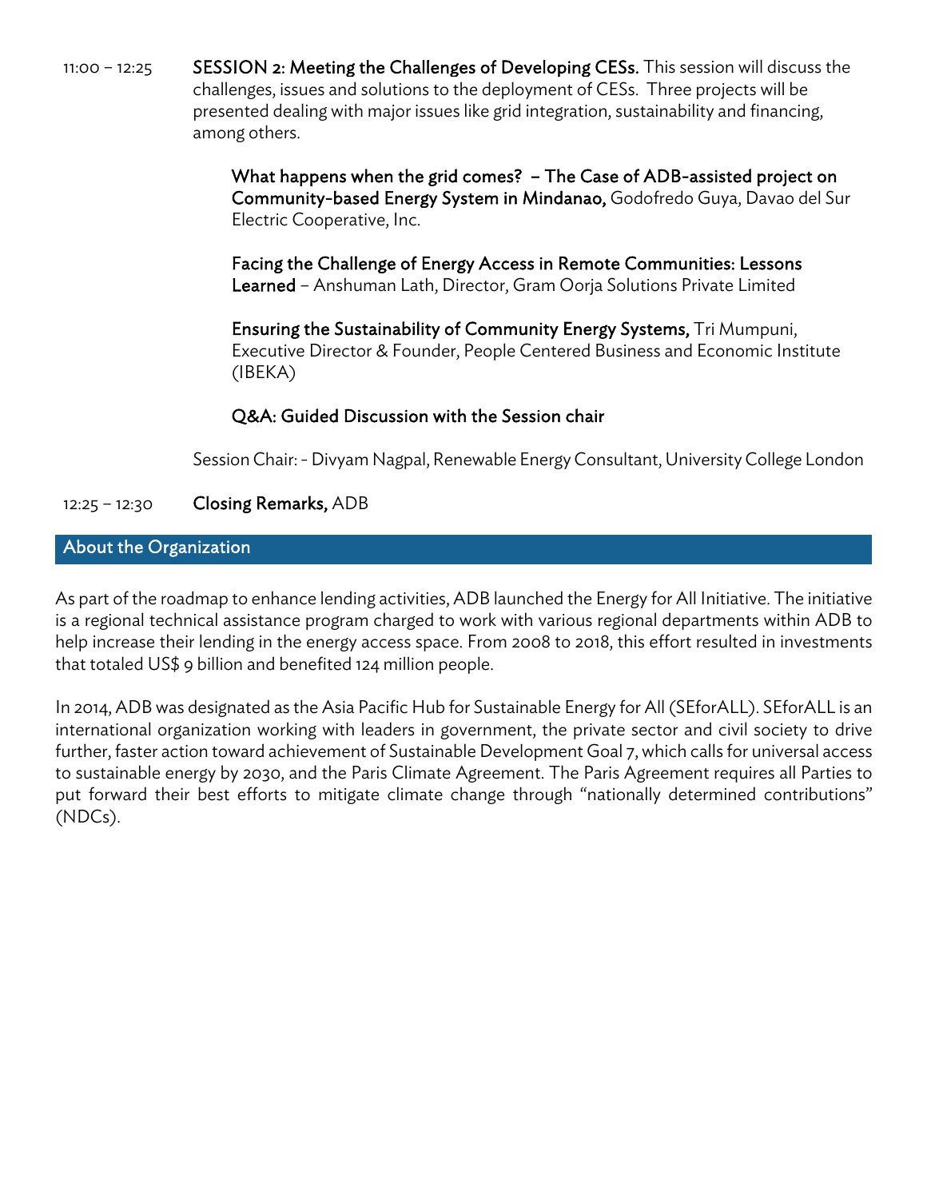11:00 – 12:25 **SESSION 2: Meeting the Challenges of Developing CESs.** This session will discuss the challenges, issues and solutions to the deployment of CESs. Three projects will be presented dealing with major issues like grid integration, sustainability and financing, among others.

**What happens when the grid comes? – The Case of ADB-assisted project on Community-based Energy System in Mindanao,** Godofredo Guya, Davao del Sur Electric Cooperative, Inc.

**Facing the Challenge of Energy Access in Remote Communities: Lessons Learned** – Anshuman Lath, Director, Gram Oorja Solutions Private Limited

**Ensuring the Sustainability of Community Energy Systems,** Tri Mumpuni, Executive Director & Founder, People Centered Business and Economic Institute (IBEKA)

**Q&A: Guided Discussion with the Session chair**

Session Chair: - Divyam Nagpal, Renewable Energy Consultant, University College London

12:25 – 12:30 **Closing Remarks,** ADB

## About the Organization

As part of the roadmap to enhance lending activities, ADB launched the Energy for All Initiative. The initiative is a regional technical assistance program charged to work with various regional departments within ADB to help increase their lending in the energy access space. From 2008 to 2018, this effort resulted in investments that totaled US$ 9 billion and benefited 124 million people.

In 2014, ADB was designated as the Asia Pacific Hub for Sustainable Energy for All (SEforALL). SEforALL is an international organization working with leaders in government, the private sector and civil society to drive further, faster action toward achievement of Sustainable Development Goal 7, which calls for universal access to sustainable energy by 2030, and the Paris Climate Agreement. The Paris Agreement requires all Parties to put forward their best efforts to mitigate climate change through "nationally determined contributions" (NDCs).